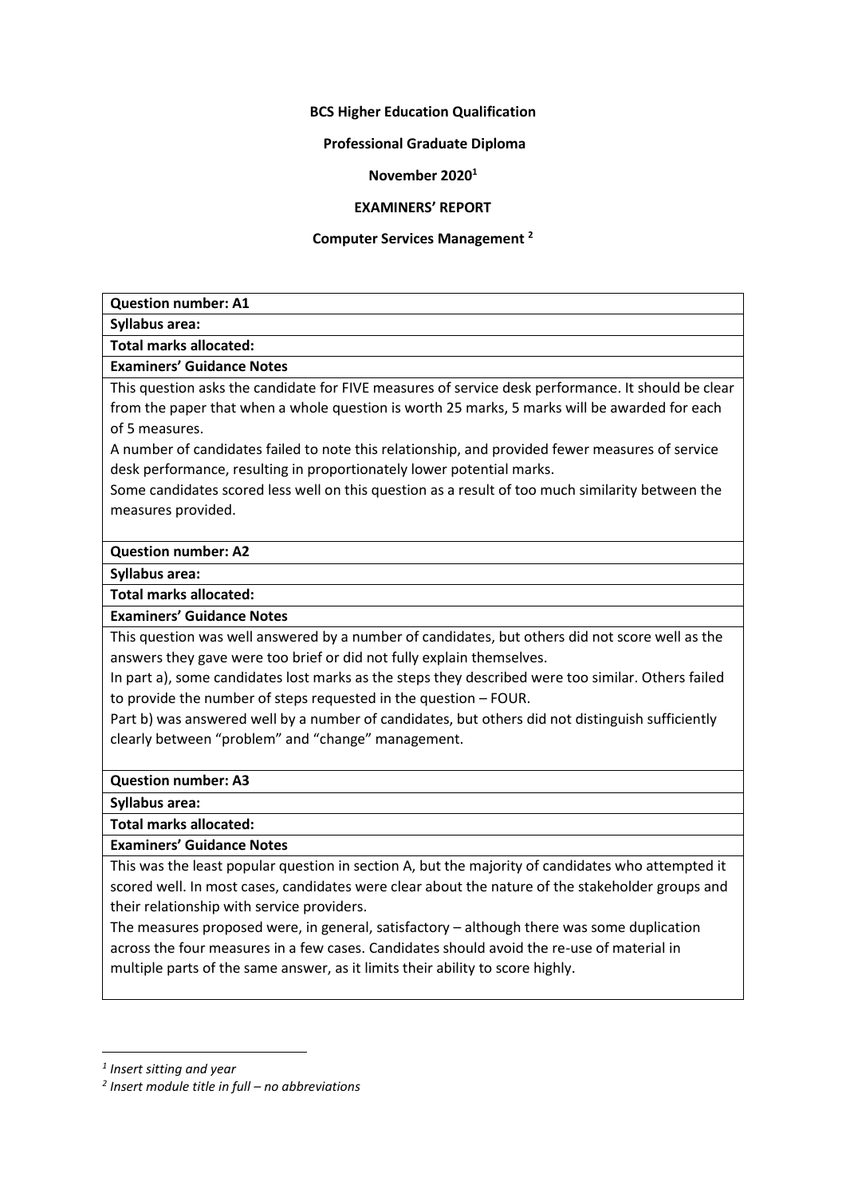**BCS Higher Education Qualification**

**Professional Graduate Diploma**

**November 2020**[1]

**EXAMINERS' REPORT**

**Computer Services Management** [2]

**Question number: A1**

**Syllabus area:**

**Total marks allocated:**

**Examiners' Guidance Notes**

This question asks the candidate for FIVE measures of service desk performance. It should be clear from the paper that when a whole question is worth 25 marks, 5 marks will be awarded for each of 5 measures.

A number of candidates failed to note this relationship, and provided fewer measures of service desk performance, resulting in proportionately lower potential marks.

Some candidates scored less well on this question as a result of too much similarity between the measures provided.

**Question number: A2**

**Syllabus area:**

**Total marks allocated:**

**Examiners' Guidance Notes**

This question was well answered by a number of candidates, but others did not score well as the answers they gave were too brief or did not fully explain themselves.

In part a), some candidates lost marks as the steps they described were too similar. Others failed to provide the number of steps requested in the question – FOUR.

Part b) was answered well by a number of candidates, but others did not distinguish sufficiently clearly between "problem" and "change" management.

**Question number: A3**

**Syllabus area:**

**Total marks allocated:**

**Examiners' Guidance Notes**

This was the least popular question in section A, but the majority of candidates who attempted it scored well. In most cases, candidates were clear about the nature of the stakeholder groups and their relationship with service providers.

The measures proposed were, in general, satisfactory – although there was some duplication across the four measures in a few cases. Candidates should avoid the re-use of material in multiple parts of the same answer, as it limits their ability to score highly.

---

*[1] Insert sitting and year*

*[2] Insert module title in full – no abbreviations*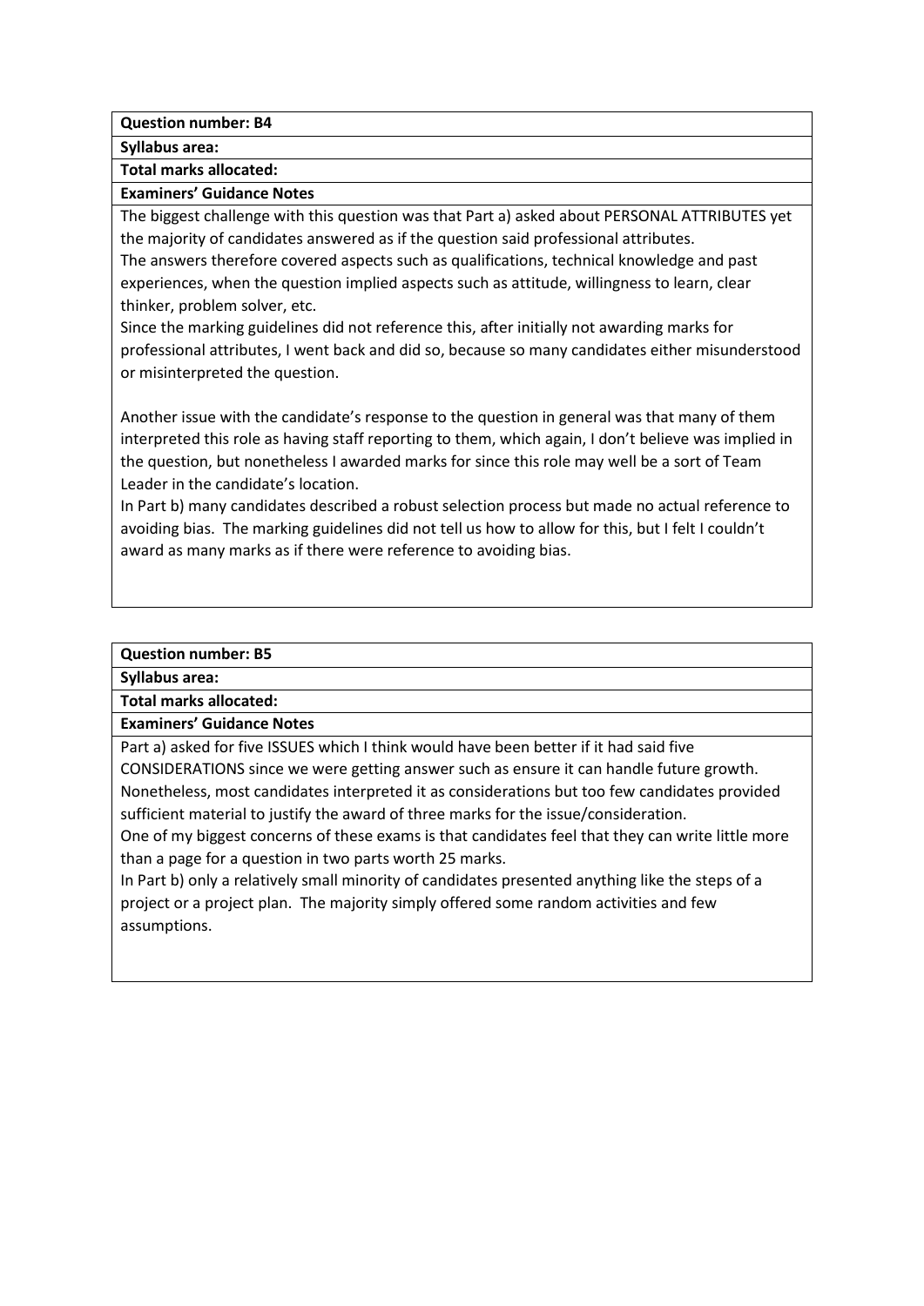| **Question number: B4** |
|---|
| **Syllabus area:** |
| **Total marks allocated:** |
| **Examiners' Guidance Notes** |
| The biggest challenge with this question was that Part a) asked about PERSONAL ATTRIBUTES yet the majority of candidates answered as if the question said professional attributes.<br>The answers therefore covered aspects such as qualifications, technical knowledge and past experiences, when the question implied aspects such as attitude, willingness to learn, clear thinker, problem solver, etc.<br>Since the marking guidelines did not reference this, after initially not awarding marks for professional attributes, I went back and did so, because so many candidates either misunderstood or misinterpreted the question.<br><br>Another issue with the candidate's response to the question in general was that many of them interpreted this role as having staff reporting to them, which again, I don't believe was implied in the question, but nonetheless I awarded marks for since this role may well be a sort of Team Leader in the candidate's location.<br>In Part b) many candidates described a robust selection process but made no actual reference to avoiding bias. The marking guidelines did not tell us how to allow for this, but I felt I couldn't award as many marks as if there were reference to avoiding bias. |

| **Question number: B5** |
|---|
| **Syllabus area:** |
| **Total marks allocated:** |
| **Examiners' Guidance Notes** |
| Part a) asked for five ISSUES which I think would have been better if it had said five CONSIDERATIONS since we were getting answer such as ensure it can handle future growth.<br>Nonetheless, most candidates interpreted it as considerations but too few candidates provided sufficient material to justify the award of three marks for the issue/consideration.<br>One of my biggest concerns of these exams is that candidates feel that they can write little more than a page for a question in two parts worth 25 marks.<br>In Part b) only a relatively small minority of candidates presented anything like the steps of a project or a project plan. The majority simply offered some random activities and few assumptions. |